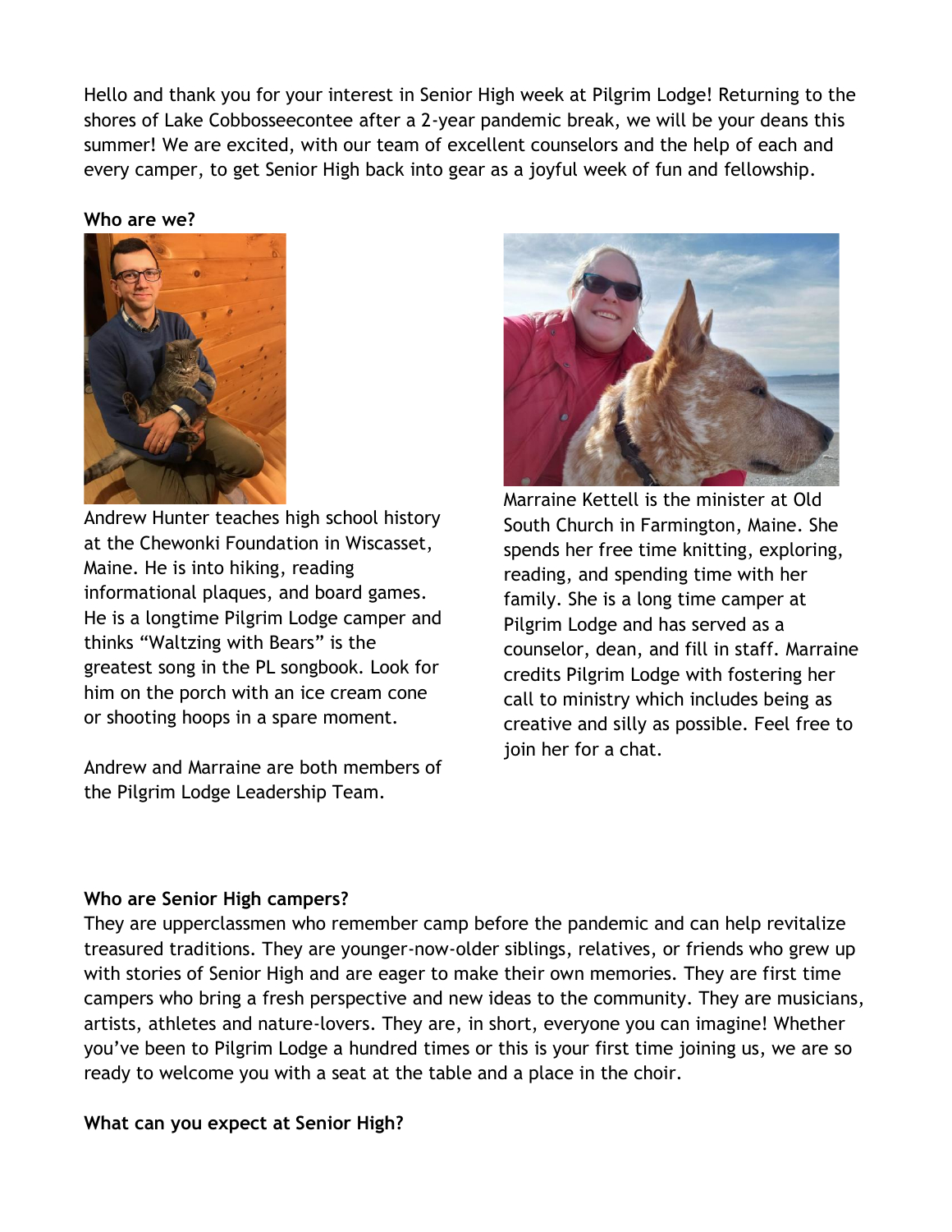Hello and thank you for your interest in Senior High week at Pilgrim Lodge! Returning to the shores of Lake Cobbosseecontee after a 2-year pandemic break, we will be your deans this summer! We are excited, with our team of excellent counselors and the help of each and every camper, to get Senior High back into gear as a joyful week of fun and fellowship.

**Who are we?**

Andrew Hunter teaches high school history at the Chewonki Foundation in Wiscasset, Maine. He is into hiking, reading informational plaques, and board games. He is a longtime Pilgrim Lodge camper and thinks "Waltzing with Bears" is the greatest song in the PL songbook. Look for him on the porch with an ice cream cone or shooting hoops in a spare moment.

Andrew and Marraine are both members of the Pilgrim Lodge Leadership Team.

Marraine Kettell is the minister at Old South Church in Farmington, Maine. She spends her free time knitting, exploring, reading, and spending time with her family. She is a long time camper at Pilgrim Lodge and has served as a counselor, dean, and fill in staff. Marraine credits Pilgrim Lodge with fostering her call to ministry which includes being as creative and silly as possible. Feel free to join her for a chat.

**Who are Senior High campers?**

They are upperclassmen who remember camp before the pandemic and can help revitalize treasured traditions. They are younger-now-older siblings, relatives, or friends who grew up with stories of Senior High and are eager to make their own memories. They are first time campers who bring a fresh perspective and new ideas to the community. They are musicians, artists, athletes and nature-lovers. They are, in short, everyone you can imagine! Whether you've been to Pilgrim Lodge a hundred times or this is your first time joining us, we are so ready to welcome you with a seat at the table and a place in the choir.

**What can you expect at Senior High?**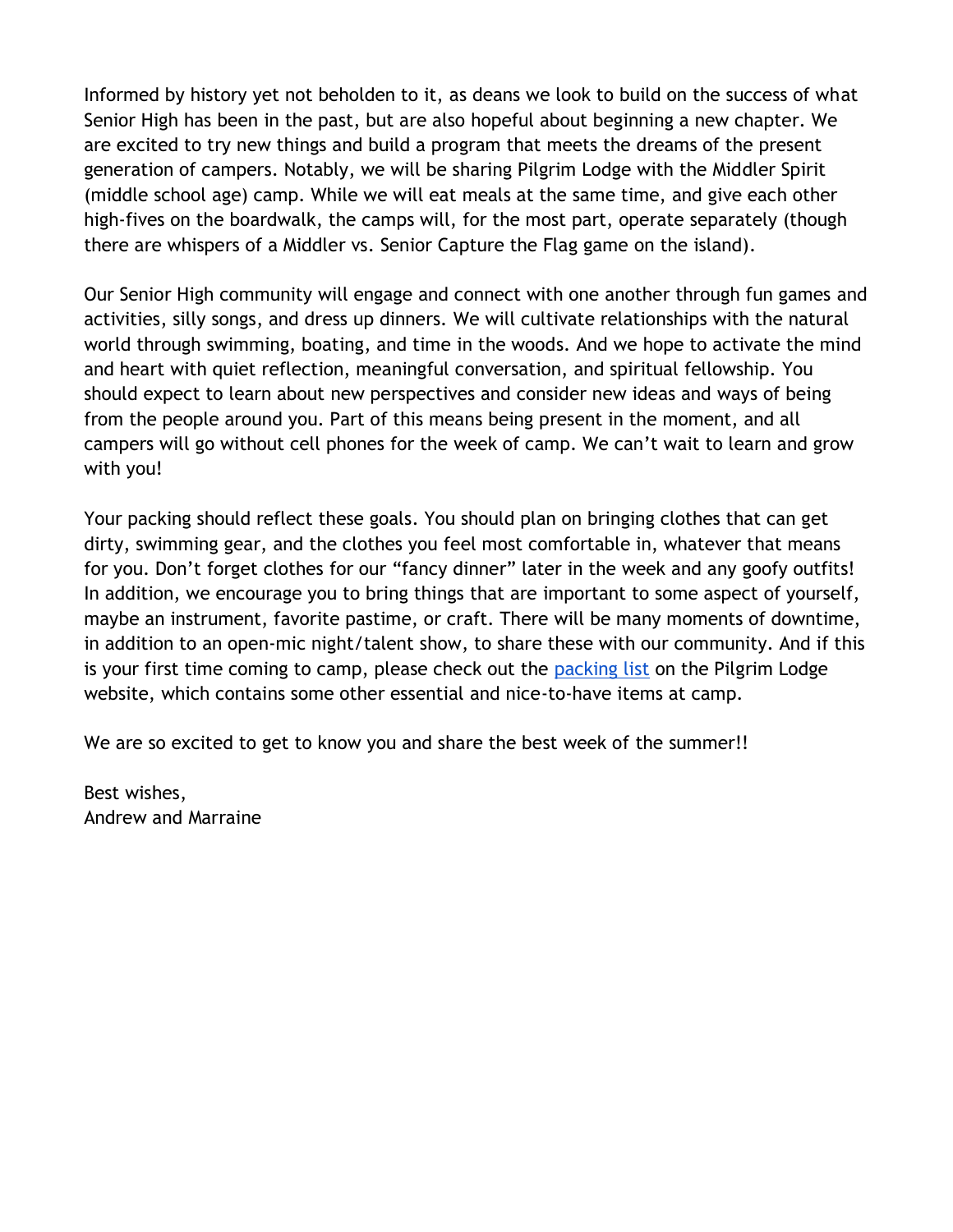Informed by history yet not beholden to it, as deans we look to build on the success of what Senior High has been in the past, but are also hopeful about beginning a new chapter. We are excited to try new things and build a program that meets the dreams of the present generation of campers. Notably, we will be sharing Pilgrim Lodge with the Middler Spirit (middle school age) camp. While we will eat meals at the same time, and give each other high-fives on the boardwalk, the camps will, for the most part, operate separately (though there are whispers of a Middler vs. Senior Capture the Flag game on the island).

Our Senior High community will engage and connect with one another through fun games and activities, silly songs, and dress up dinners. We will cultivate relationships with the natural world through swimming, boating, and time in the woods. And we hope to activate the mind and heart with quiet reflection, meaningful conversation, and spiritual fellowship. You should expect to learn about new perspectives and consider new ideas and ways of being from the people around you. Part of this means being present in the moment, and all campers will go without cell phones for the week of camp. We can't wait to learn and grow with you!

Your packing should reflect these goals. You should plan on bringing clothes that can get dirty, swimming gear, and the clothes you feel most comfortable in, whatever that means for you. Don't forget clothes for our "fancy dinner" later in the week and any goofy outfits! In addition, we encourage you to bring things that are important to some aspect of yourself, maybe an instrument, favorite pastime, or craft. There will be many moments of downtime, in addition to an open-mic night/talent show, to share these with our community. And if this is your first time coming to camp, please check out the packing list on the Pilgrim Lodge website, which contains some other essential and nice-to-have items at camp.

We are so excited to get to know you and share the best week of the summer!!

Best wishes,
Andrew and Marraine